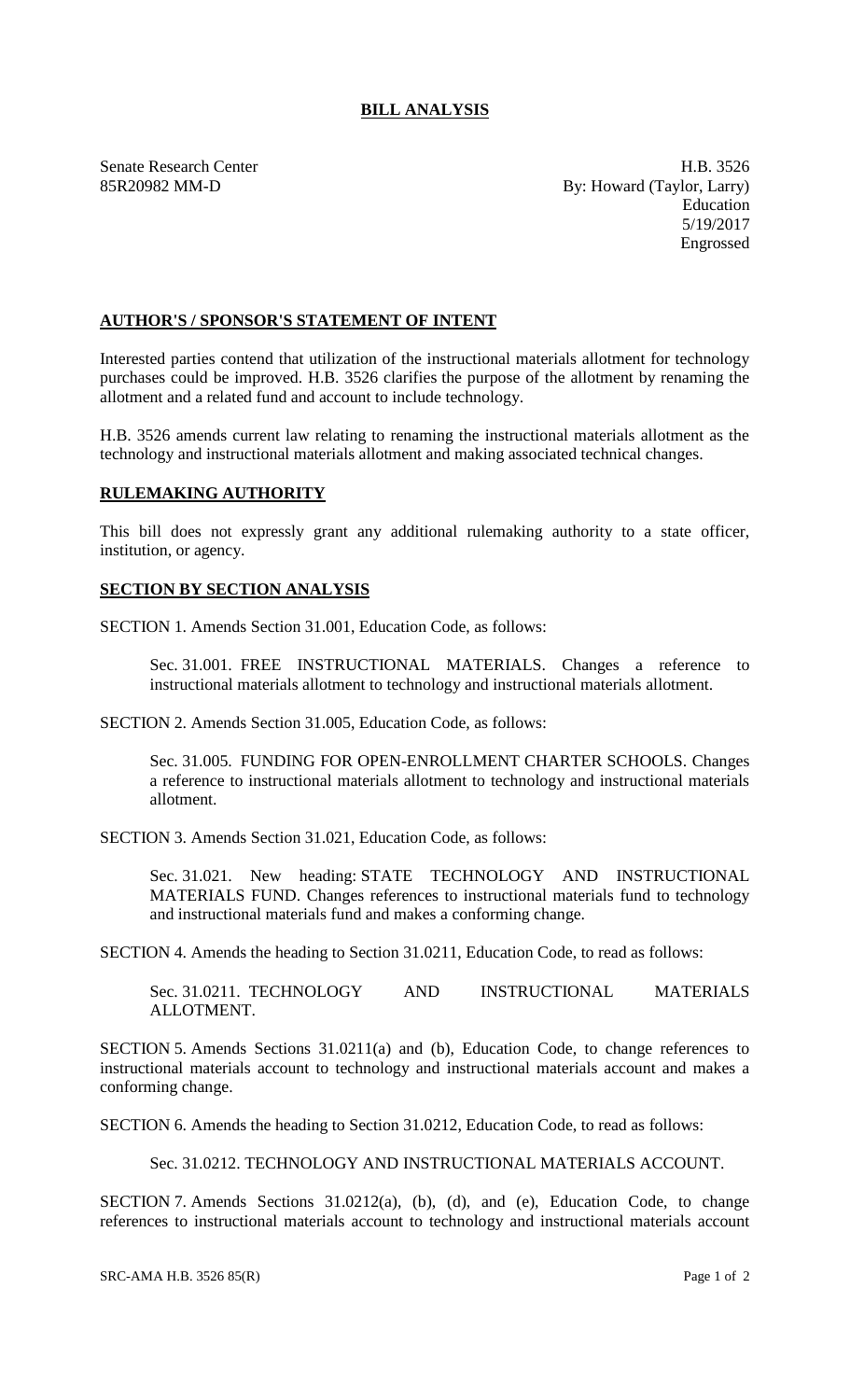# BILL ANALYSIS

Senate Research Center
85R20982 MM-D

H.B. 3526
By: Howard (Taylor, Larry)
Education
5/19/2017
Engrossed

## AUTHOR'S / SPONSOR'S STATEMENT OF INTENT

Interested parties contend that utilization of the instructional materials allotment for technology purchases could be improved. H.B. 3526 clarifies the purpose of the allotment by renaming the allotment and a related fund and account to include technology.

H.B. 3526 amends current law relating to renaming the instructional materials allotment as the technology and instructional materials allotment and making associated technical changes.

## RULEMAKING AUTHORITY

This bill does not expressly grant any additional rulemaking authority to a state officer, institution, or agency.

## SECTION BY SECTION ANALYSIS

SECTION 1. Amends Section 31.001, Education Code, as follows:

> Sec. 31.001. FREE INSTRUCTIONAL MATERIALS. Changes a reference to instructional materials allotment to technology and instructional materials allotment.

SECTION 2. Amends Section 31.005, Education Code, as follows:

> Sec. 31.005. FUNDING FOR OPEN-ENROLLMENT CHARTER SCHOOLS. Changes a reference to instructional materials allotment to technology and instructional materials allotment.

SECTION 3. Amends Section 31.021, Education Code, as follows:

> Sec. 31.021. New heading: STATE TECHNOLOGY AND INSTRUCTIONAL MATERIALS FUND. Changes references to instructional materials fund to technology and instructional materials fund and makes a conforming change.

SECTION 4. Amends the heading to Section 31.0211, Education Code, to read as follows:

> Sec. 31.0211. TECHNOLOGY AND INSTRUCTIONAL MATERIALS ALLOTMENT.

SECTION 5. Amends Sections 31.0211(a) and (b), Education Code, to change references to instructional materials account to technology and instructional materials account and makes a conforming change.

SECTION 6. Amends the heading to Section 31.0212, Education Code, to read as follows:

> Sec. 31.0212. TECHNOLOGY AND INSTRUCTIONAL MATERIALS ACCOUNT.

SECTION 7. Amends Sections 31.0212(a), (b), (d), and (e), Education Code, to change references to instructional materials account to technology and instructional materials account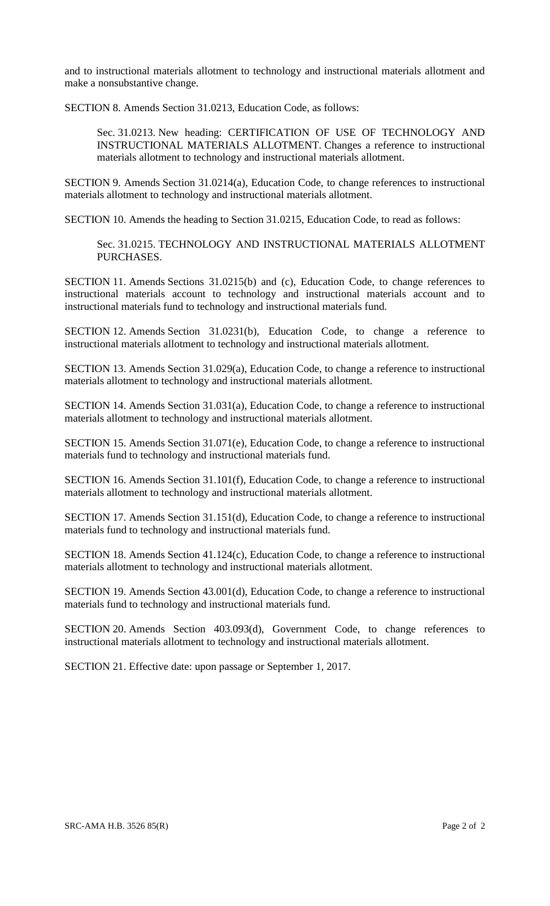and to instructional materials allotment to technology and instructional materials allotment and make a nonsubstantive change.

SECTION 8. Amends Section 31.0213, Education Code, as follows:

> Sec. 31.0213. New heading: CERTIFICATION OF USE OF TECHNOLOGY AND INSTRUCTIONAL MATERIALS ALLOTMENT. Changes a reference to instructional materials allotment to technology and instructional materials allotment.

SECTION 9. Amends Section 31.0214(a), Education Code, to change references to instructional materials allotment to technology and instructional materials allotment.

SECTION 10. Amends the heading to Section 31.0215, Education Code, to read as follows:

> Sec. 31.0215. TECHNOLOGY AND INSTRUCTIONAL MATERIALS ALLOTMENT PURCHASES.

SECTION 11. Amends Sections 31.0215(b) and (c), Education Code, to change references to instructional materials account to technology and instructional materials account and to instructional materials fund to technology and instructional materials fund.

SECTION 12. Amends Section 31.0231(b), Education Code, to change a reference to instructional materials allotment to technology and instructional materials allotment.

SECTION 13. Amends Section 31.029(a), Education Code, to change a reference to instructional materials allotment to technology and instructional materials allotment.

SECTION 14. Amends Section 31.031(a), Education Code, to change a reference to instructional materials allotment to technology and instructional materials allotment.

SECTION 15. Amends Section 31.071(e), Education Code, to change a reference to instructional materials fund to technology and instructional materials fund.

SECTION 16. Amends Section 31.101(f), Education Code, to change a reference to instructional materials allotment to technology and instructional materials allotment.

SECTION 17. Amends Section 31.151(d), Education Code, to change a reference to instructional materials fund to technology and instructional materials fund.

SECTION 18. Amends Section 41.124(c), Education Code, to change a reference to instructional materials allotment to technology and instructional materials allotment.

SECTION 19. Amends Section 43.001(d), Education Code, to change a reference to instructional materials fund to technology and instructional materials fund.

SECTION 20. Amends Section 403.093(d), Government Code, to change references to instructional materials allotment to technology and instructional materials allotment.

SECTION 21. Effective date: upon passage or September 1, 2017.